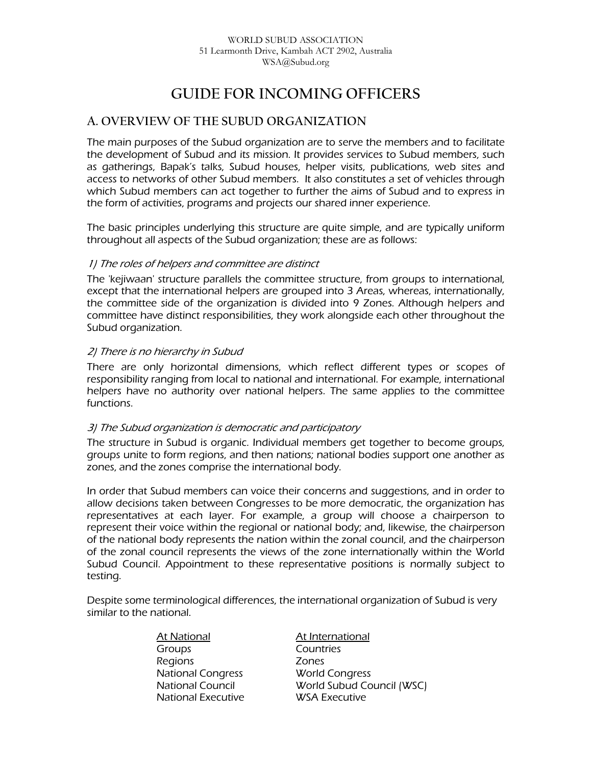WORLD SUBUD ASSOCIATION
51 Learmonth Drive, Kambah ACT 2902, Australia
WSA@Subud.org

# GUIDE FOR INCOMING OFFICERS

## A. OVERVIEW OF THE SUBUD ORGANIZATION

The main purposes of the Subud organization are to serve the members and to facilitate the development of Subud and its mission. It provides services to Subud members, such as gatherings, Bapak's talks, Subud houses, helper visits, publications, web sites and access to networks of other Subud members. It also constitutes a set of vehicles through which Subud members can act together to further the aims of Subud and to express in the form of activities, programs and projects our shared inner experience.

The basic principles underlying this structure are quite simple, and are typically uniform throughout all aspects of the Subud organization; these are as follows:

### *1) The roles of helpers and committee are distinct*

The 'kejiwaan' structure parallels the committee structure, from groups to international, except that the international helpers are grouped into 3 Areas, whereas, internationally, the committee side of the organization is divided into 9 Zones. Although helpers and committee have distinct responsibilities, they work alongside each other throughout the Subud organization.

### *2) There is no hierarchy in Subud*

There are only horizontal dimensions, which reflect different types or scopes of responsibility ranging from local to national and international. For example, international helpers have no authority over national helpers. The same applies to the committee functions.

### *3) The Subud organization is democratic and participatory*

The structure in Subud is organic. Individual members get together to become groups, groups unite to form regions, and then nations; national bodies support one another as zones, and the zones comprise the international body.

In order that Subud members can voice their concerns and suggestions, and in order to allow decisions taken between Congresses to be more democratic, the organization has representatives at each layer. For example, a group will choose a chairperson to represent their voice within the regional or national body; and, likewise, the chairperson of the national body represents the nation within the zonal council, and the chairperson of the zonal council represents the views of the zone internationally within the World Subud Council. Appointment to these representative positions is normally subject to testing.

Despite some terminological differences, the international organization of Subud is very similar to the national.

| At National | At International |
|---|---|
| Groups | Countries |
| Regions | Zones |
| National Congress | World Congress |
| National Council | World Subud Council (WSC) |
| National Executive | WSA Executive |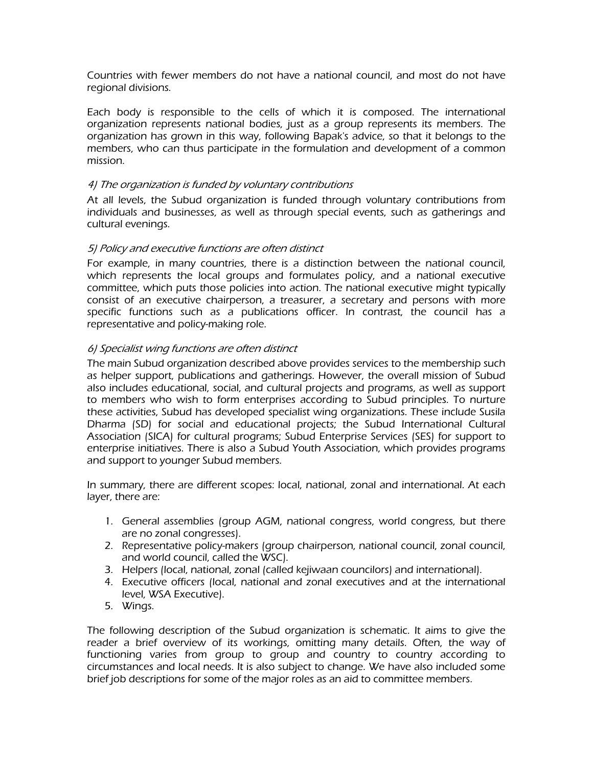Countries with fewer members do not have a national council, and most do not have regional divisions.

Each body is responsible to the cells of which it is composed. The international organization represents national bodies, just as a group represents its members. The organization has grown in this way, following Bapak's advice, so that it belongs to the members, who can thus participate in the formulation and development of a common mission.

*4) The organization is funded by voluntary contributions*

At all levels, the Subud organization is funded through voluntary contributions from individuals and businesses, as well as through special events, such as gatherings and cultural evenings.

*5) Policy and executive functions are often distinct*

For example, in many countries, there is a distinction between the national council, which represents the local groups and formulates policy, and a national executive committee, which puts those policies into action. The national executive might typically consist of an executive chairperson, a treasurer, a secretary and persons with more specific functions such as a publications officer. In contrast, the council has a representative and policy-making role.

*6) Specialist wing functions are often distinct*

The main Subud organization described above provides services to the membership such as helper support, publications and gatherings. However, the overall mission of Subud also includes educational, social, and cultural projects and programs, as well as support to members who wish to form enterprises according to Subud principles. To nurture these activities, Subud has developed specialist wing organizations. These include Susila Dharma (SD) for social and educational projects; the Subud International Cultural Association (SICA) for cultural programs; Subud Enterprise Services (SES) for support to enterprise initiatives. There is also a Subud Youth Association, which provides programs and support to younger Subud members.

In summary, there are different scopes: local, national, zonal and international. At each layer, there are:

1. General assemblies (group AGM, national congress, world congress, but there are no zonal congresses).
2. Representative policy-makers (group chairperson, national council, zonal council, and world council, called the WSC).
3. Helpers (local, national, zonal (called kejiwaan councilors) and international).
4. Executive officers (local, national and zonal executives and at the international level, WSA Executive).
5. Wings.

The following description of the Subud organization is schematic. It aims to give the reader a brief overview of its workings, omitting many details. Often, the way of functioning varies from group to group and country to country according to circumstances and local needs. It is also subject to change. We have also included some brief job descriptions for some of the major roles as an aid to committee members.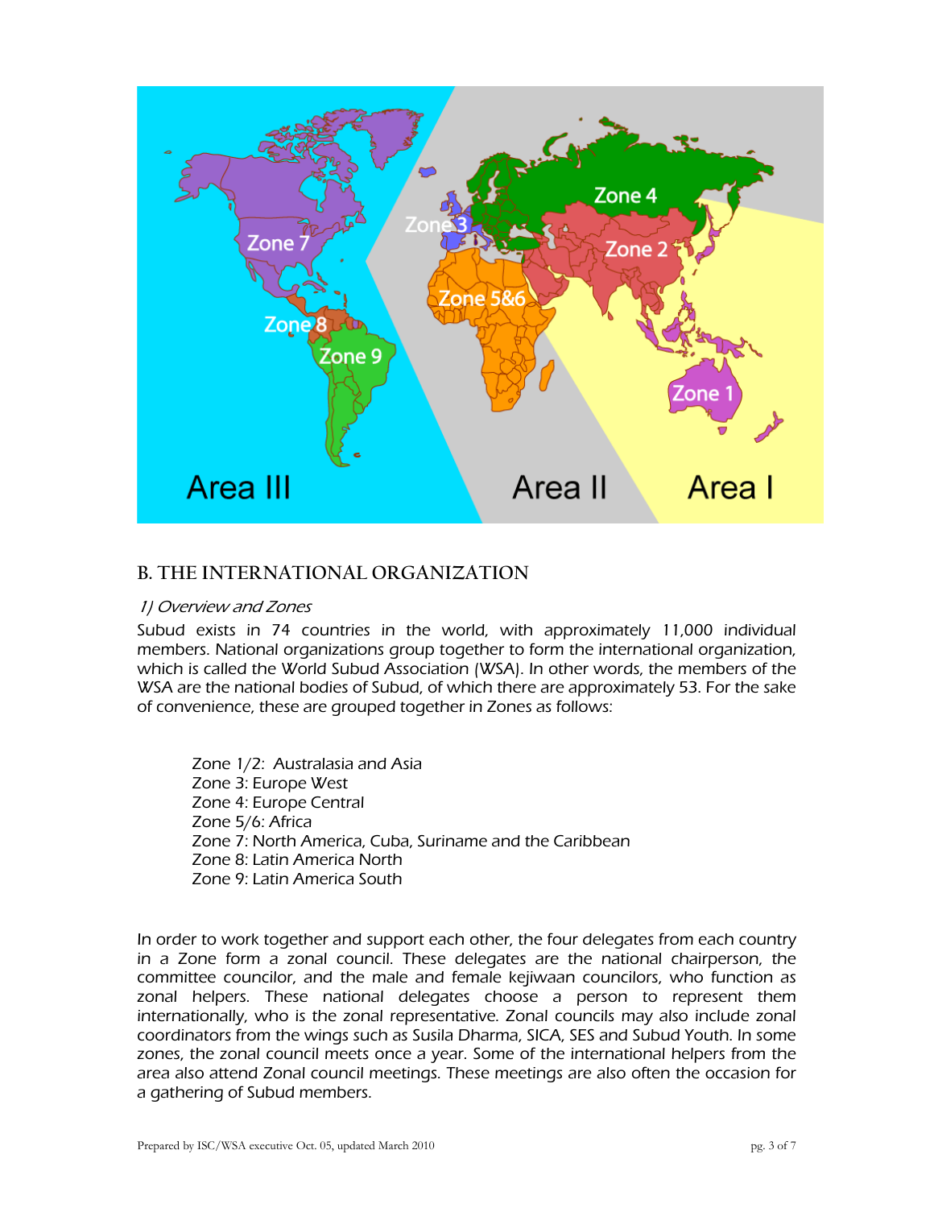## B. THE INTERNATIONAL ORGANIZATION

### *1) Overview and Zones*

Subud exists in 74 countries in the world, with approximately 11,000 individual members. National organizations group together to form the international organization, which is called the World Subud Association (WSA). In other words, the members of the WSA are the national bodies of Subud, of which there are approximately 53. For the sake of convenience, these are grouped together in Zones as follows:

- Zone 1/2: Australasia and Asia
- Zone 3: Europe West
- Zone 4: Europe Central
- Zone 5/6: Africa
- Zone 7: North America, Cuba, Suriname and the Caribbean
- Zone 8: Latin America North
- Zone 9: Latin America South

In order to work together and support each other, the four delegates from each country in a Zone form a zonal council. These delegates are the national chairperson, the committee councilor, and the male and female kejiwaan councilors, who function as zonal helpers. These national delegates choose a person to represent them internationally, who is the zonal representative. Zonal councils may also include zonal coordinators from the wings such as Susila Dharma, SICA, SES and Subud Youth. In some zones, the zonal council meets once a year. Some of the international helpers from the area also attend Zonal council meetings. These meetings are also often the occasion for a gathering of Subud members.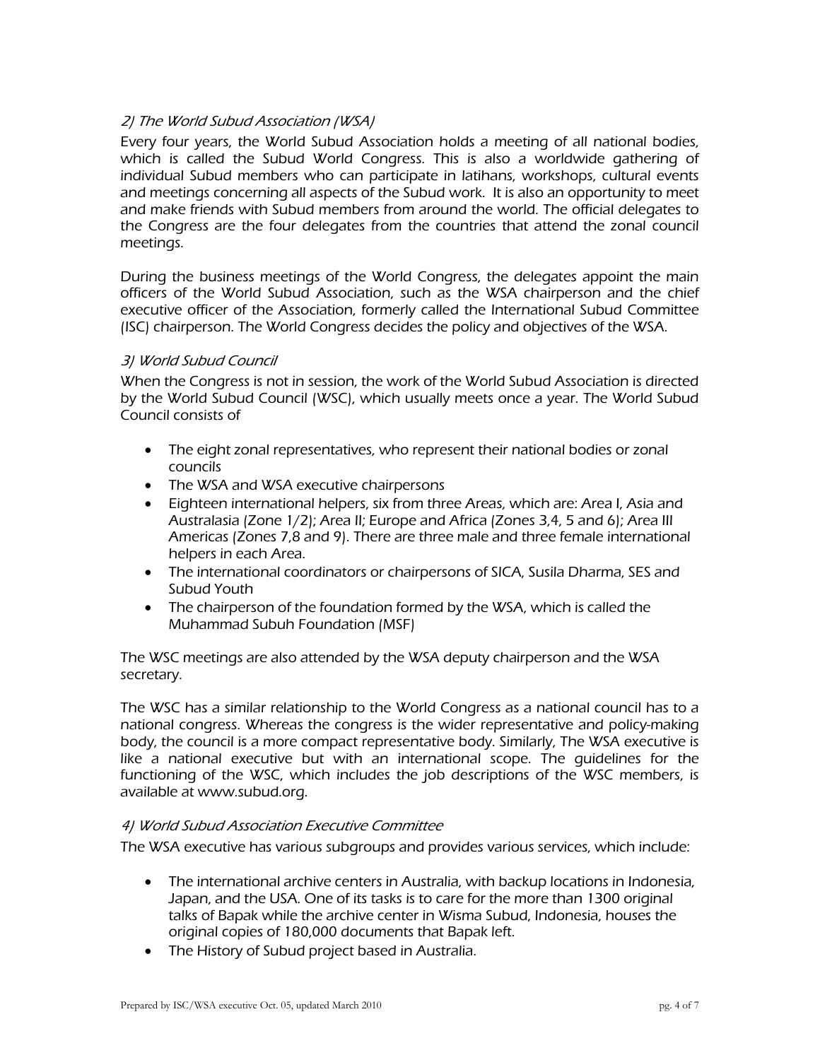### 2) The World Subud Association (WSA)

Every four years, the World Subud Association holds a meeting of all national bodies, which is called the Subud World Congress. This is also a worldwide gathering of individual Subud members who can participate in latihans, workshops, cultural events and meetings concerning all aspects of the Subud work. It is also an opportunity to meet and make friends with Subud members from around the world. The official delegates to the Congress are the four delegates from the countries that attend the zonal council meetings.

During the business meetings of the World Congress, the delegates appoint the main officers of the World Subud Association, such as the WSA chairperson and the chief executive officer of the Association, formerly called the International Subud Committee (ISC) chairperson. The World Congress decides the policy and objectives of the WSA.

### 3) World Subud Council

When the Congress is not in session, the work of the World Subud Association is directed by the World Subud Council (WSC), which usually meets once a year. The World Subud Council consists of

- The eight zonal representatives, who represent their national bodies or zonal councils
- The WSA and WSA executive chairpersons
- Eighteen international helpers, six from three Areas, which are: Area I, Asia and Australasia (Zone 1/2); Area II; Europe and Africa (Zones 3,4, 5 and 6); Area III Americas (Zones 7,8 and 9). There are three male and three female international helpers in each Area.
- The international coordinators or chairpersons of SICA, Susila Dharma, SES and Subud Youth
- The chairperson of the foundation formed by the WSA, which is called the Muhammad Subuh Foundation (MSF)

The WSC meetings are also attended by the WSA deputy chairperson and the WSA secretary.

The WSC has a similar relationship to the World Congress as a national council has to a national congress. Whereas the congress is the wider representative and policy-making body, the council is a more compact representative body. Similarly, The WSA executive is like a national executive but with an international scope. The guidelines for the functioning of the WSC, which includes the job descriptions of the WSC members, is available at www.subud.org.

### 4) World Subud Association Executive Committee

The WSA executive has various subgroups and provides various services, which include:

- The international archive centers in Australia, with backup locations in Indonesia, Japan, and the USA. One of its tasks is to care for the more than 1300 original talks of Bapak while the archive center in Wisma Subud, Indonesia, houses the original copies of 180,000 documents that Bapak left.
- The History of Subud project based in Australia.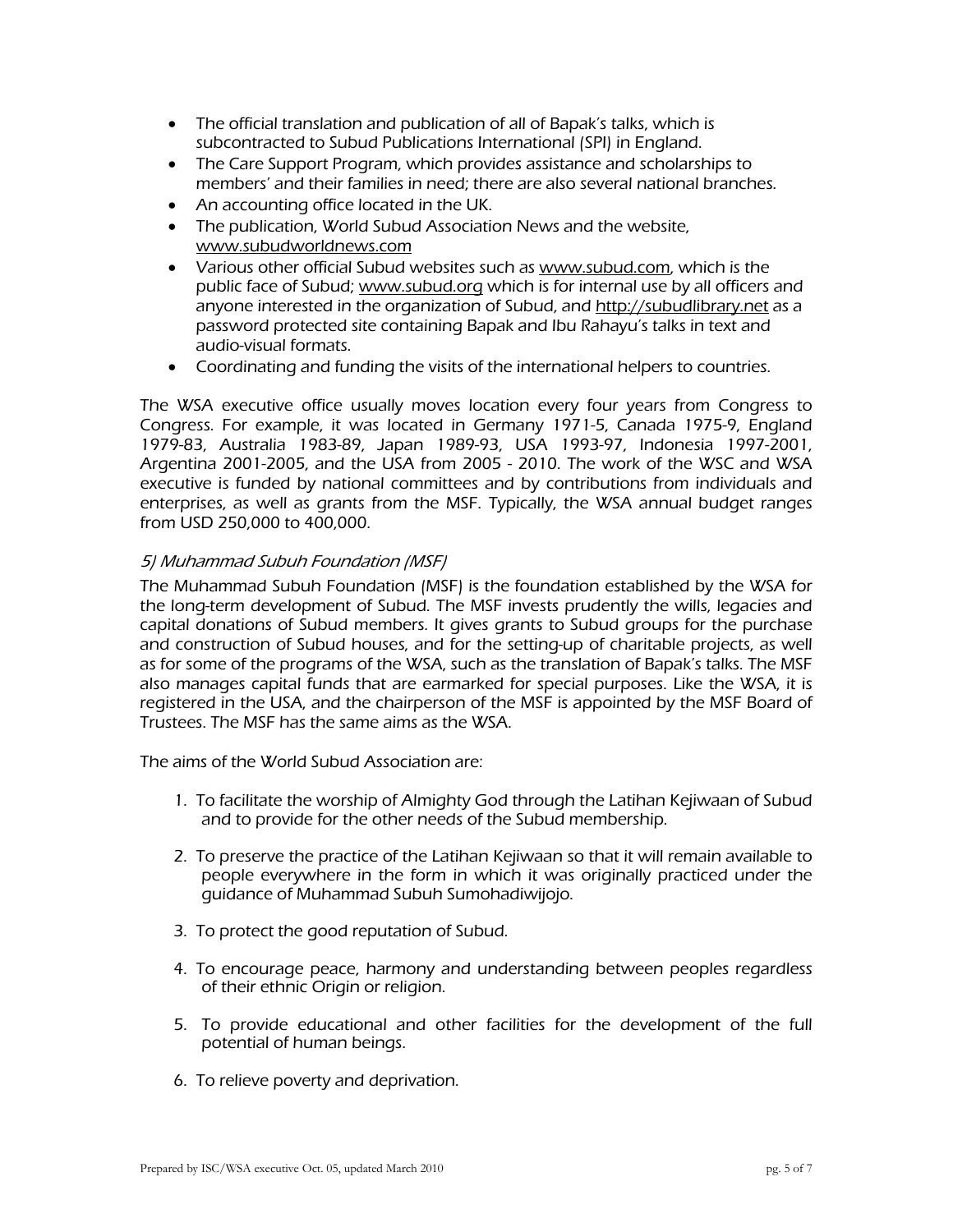- The official translation and publication of all of Bapak's talks, which is subcontracted to Subud Publications International (SPI) in England.
- The Care Support Program, which provides assistance and scholarships to members' and their families in need; there are also several national branches.
- An accounting office located in the UK.
- The publication, World Subud Association News and the website, www.subudworldnews.com
- Various other official Subud websites such as www.subud.com, which is the public face of Subud; www.subud.org which is for internal use by all officers and anyone interested in the organization of Subud, and http://subudlibrary.net as a password protected site containing Bapak and Ibu Rahayu's talks in text and audio-visual formats.
- Coordinating and funding the visits of the international helpers to countries.

The WSA executive office usually moves location every four years from Congress to Congress. For example, it was located in Germany 1971-5, Canada 1975-9, England 1979-83, Australia 1983-89, Japan 1989-93, USA 1993-97, Indonesia 1997-2001, Argentina 2001-2005, and the USA from 2005 - 2010. The work of the WSC and WSA executive is funded by national committees and by contributions from individuals and enterprises, as well as grants from the MSF. Typically, the WSA annual budget ranges from USD 250,000 to 400,000.

### *5) Muhammad Subuh Foundation (MSF)*

The Muhammad Subuh Foundation (MSF) is the foundation established by the WSA for the long-term development of Subud. The MSF invests prudently the wills, legacies and capital donations of Subud members. It gives grants to Subud groups for the purchase and construction of Subud houses, and for the setting-up of charitable projects, as well as for some of the programs of the WSA, such as the translation of Bapak's talks. The MSF also manages capital funds that are earmarked for special purposes. Like the WSA, it is registered in the USA, and the chairperson of the MSF is appointed by the MSF Board of Trustees. The MSF has the same aims as the WSA.

The aims of the World Subud Association are:

1. To facilitate the worship of Almighty God through the Latihan Kejiwaan of Subud and to provide for the other needs of the Subud membership.

2. To preserve the practice of the Latihan Kejiwaan so that it will remain available to people everywhere in the form in which it was originally practiced under the guidance of Muhammad Subuh Sumohadiwijojo.

3. To protect the good reputation of Subud.

4. To encourage peace, harmony and understanding between peoples regardless of their ethnic Origin or religion.

5. To provide educational and other facilities for the development of the full potential of human beings.

6. To relieve poverty and deprivation.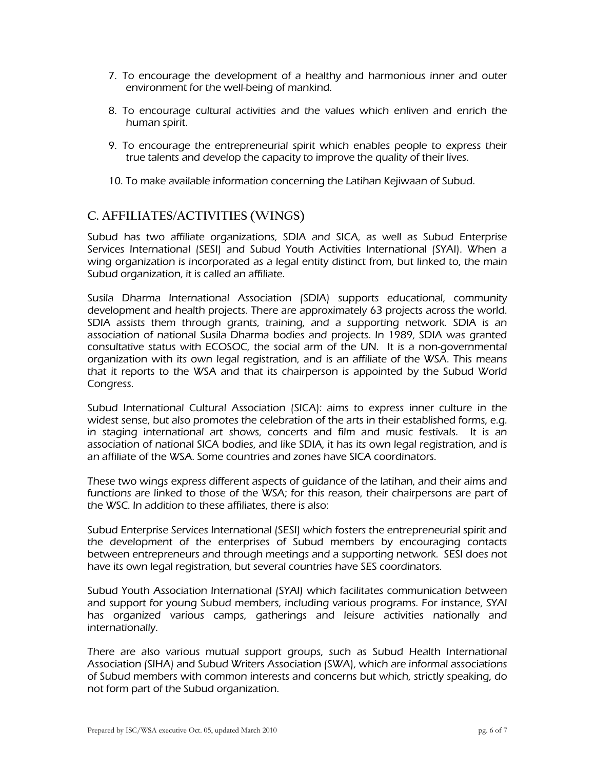7. To encourage the development of a healthy and harmonious inner and outer environment for the well-being of mankind.

8. To encourage cultural activities and the values which enliven and enrich the human spirit.

9. To encourage the entrepreneurial spirit which enables people to express their true talents and develop the capacity to improve the quality of their lives.

10. To make available information concerning the Latihan Kejiwaan of Subud.

## C. AFFILIATES/ACTIVITIES (WINGS)

Subud has two affiliate organizations, SDIA and SICA, as well as Subud Enterprise Services International (SESI) and Subud Youth Activities International (SYAI). When a wing organization is incorporated as a legal entity distinct from, but linked to, the main Subud organization, it is called an affiliate.

Susila Dharma International Association (SDIA) supports educational, community development and health projects. There are approximately 63 projects across the world. SDIA assists them through grants, training, and a supporting network. SDIA is an association of national Susila Dharma bodies and projects. In 1989, SDIA was granted consultative status with ECOSOC, the social arm of the UN. It is a non-governmental organization with its own legal registration, and is an affiliate of the WSA. This means that it reports to the WSA and that its chairperson is appointed by the Subud World Congress.

Subud International Cultural Association (SICA): aims to express inner culture in the widest sense, but also promotes the celebration of the arts in their established forms, e.g. in staging international art shows, concerts and film and music festivals. It is an association of national SICA bodies, and like SDIA, it has its own legal registration, and is an affiliate of the WSA. Some countries and zones have SICA coordinators.

These two wings express different aspects of guidance of the latihan, and their aims and functions are linked to those of the WSA; for this reason, their chairpersons are part of the WSC. In addition to these affiliates, there is also:

Subud Enterprise Services International (SESI) which fosters the entrepreneurial spirit and the development of the enterprises of Subud members by encouraging contacts between entrepreneurs and through meetings and a supporting network. SESI does not have its own legal registration, but several countries have SES coordinators.

Subud Youth Association International (SYAI) which facilitates communication between and support for young Subud members, including various programs. For instance, SYAI has organized various camps, gatherings and leisure activities nationally and internationally.

There are also various mutual support groups, such as Subud Health International Association (SIHA) and Subud Writers Association (SWA), which are informal associations of Subud members with common interests and concerns but which, strictly speaking, do not form part of the Subud organization.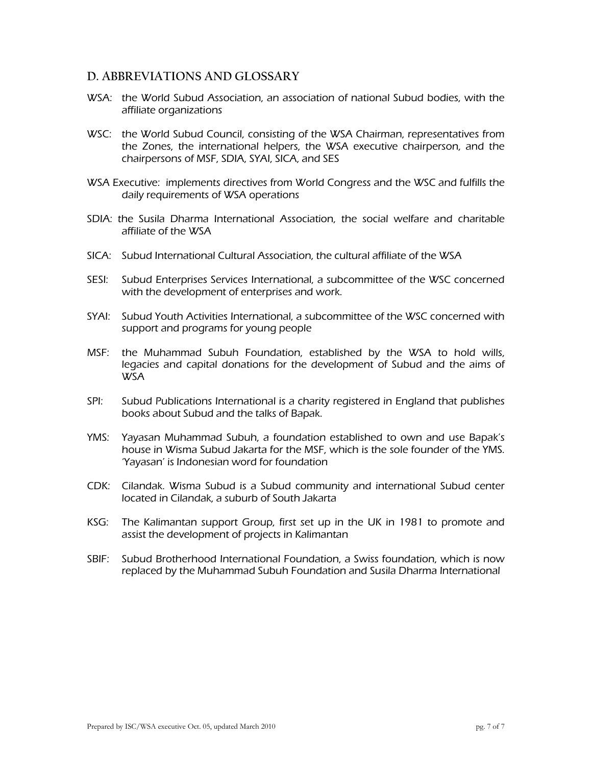## D. ABBREVIATIONS AND GLOSSARY

WSA: the World Subud Association, an association of national Subud bodies, with the affiliate organizations

WSC: the World Subud Council, consisting of the WSA Chairman, representatives from the Zones, the international helpers, the WSA executive chairperson, and the chairpersons of MSF, SDIA, SYAI, SICA, and SES

WSA Executive: implements directives from World Congress and the WSC and fulfills the daily requirements of WSA operations

SDIA: the Susila Dharma International Association, the social welfare and charitable affiliate of the WSA

SICA: Subud International Cultural Association, the cultural affiliate of the WSA

SESI: Subud Enterprises Services International, a subcommittee of the WSC concerned with the development of enterprises and work.

SYAI: Subud Youth Activities International, a subcommittee of the WSC concerned with support and programs for young people

MSF: the Muhammad Subuh Foundation, established by the WSA to hold wills, legacies and capital donations for the development of Subud and the aims of WSA

SPI: Subud Publications International is a charity registered in England that publishes books about Subud and the talks of Bapak.

YMS: Yayasan Muhammad Subuh, a foundation established to own and use Bapak's house in Wisma Subud Jakarta for the MSF, which is the sole founder of the YMS. 'Yayasan' is Indonesian word for foundation

CDK: Cilandak. Wisma Subud is a Subud community and international Subud center located in Cilandak, a suburb of South Jakarta

KSG: The Kalimantan support Group, first set up in the UK in 1981 to promote and assist the development of projects in Kalimantan

SBIF: Subud Brotherhood International Foundation, a Swiss foundation, which is now replaced by the Muhammad Subuh Foundation and Susila Dharma International